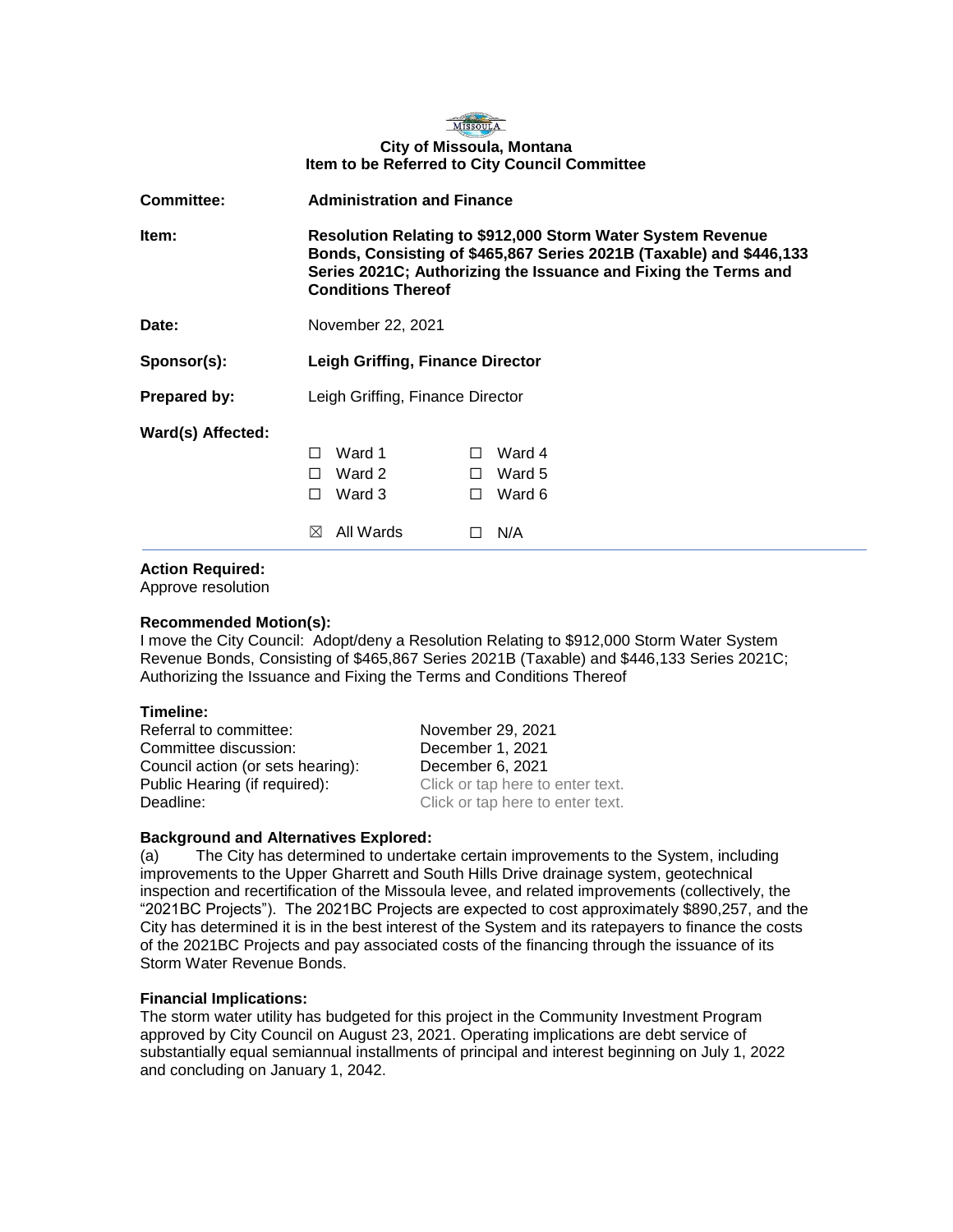**City of Missoula, Montana**
**Item to be Referred to City Council Committee**

| | |
|---|---|
| **Committee:** | **Administration and Finance** |
| **Item:** | **Resolution Relating to $912,000 Storm Water System Revenue Bonds, Consisting of $465,867 Series 2021B (Taxable) and $446,133 Series 2021C; Authorizing the Issuance and Fixing the Terms and Conditions Thereof** |
| **Date:** | November 22, 2021 |
| **Sponsor(s):** | **Leigh Griffing, Finance Director** |
| **Prepared by:** | Leigh Griffing, Finance Director |
| **Ward(s) Affected:** | ☐ Ward 1 ☐ Ward 4<br>☐ Ward 2 ☐ Ward 5<br>☐ Ward 3 ☐ Ward 6<br>☒ All Wards ☐ N/A |

**Action Required:**
Approve resolution

**Recommended Motion(s):**
I move the City Council: Adopt/deny a Resolution Relating to $912,000 Storm Water System Revenue Bonds, Consisting of $465,867 Series 2021B (Taxable) and $446,133 Series 2021C; Authorizing the Issuance and Fixing the Terms and Conditions Thereof

**Timeline:**

| | |
|---|---|
| Referral to committee: | November 29, 2021 |
| Committee discussion: | December 1, 2021 |
| Council action (or sets hearing): | December 6, 2021 |
| Public Hearing (if required): | Click or tap here to enter text. |
| Deadline: | Click or tap here to enter text. |

**Background and Alternatives Explored:**
(a) The City has determined to undertake certain improvements to the System, including improvements to the Upper Gharrett and South Hills Drive drainage system, geotechnical inspection and recertification of the Missoula levee, and related improvements (collectively, the "2021BC Projects"). The 2021BC Projects are expected to cost approximately $890,257, and the City has determined it is in the best interest of the System and its ratepayers to finance the costs of the 2021BC Projects and pay associated costs of the financing through the issuance of its Storm Water Revenue Bonds.

**Financial Implications:**
The storm water utility has budgeted for this project in the Community Investment Program approved by City Council on August 23, 2021. Operating implications are debt service of substantially equal semiannual installments of principal and interest beginning on July 1, 2022 and concluding on January 1, 2042.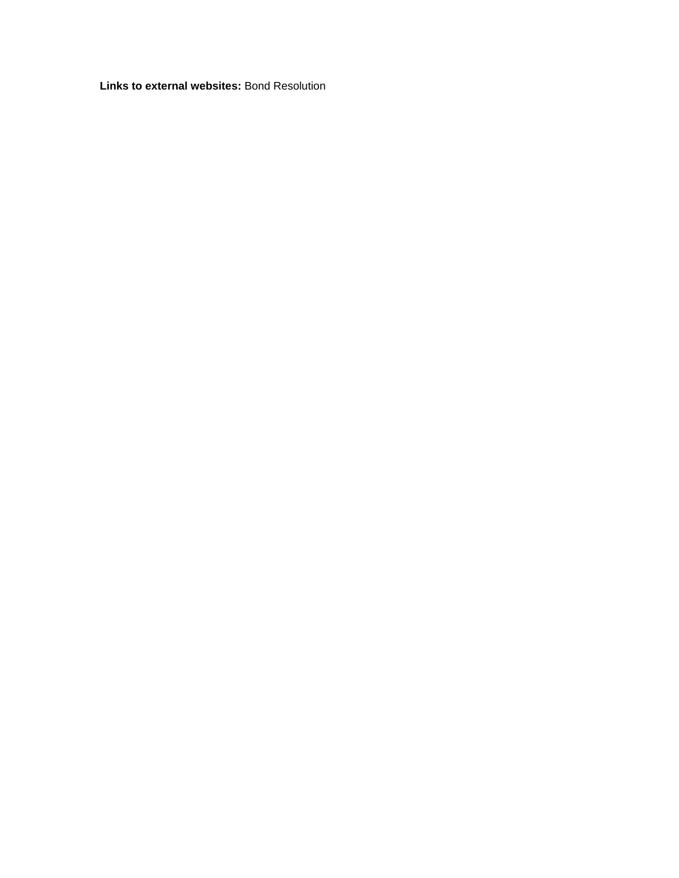**Links to external websites:** Bond Resolution